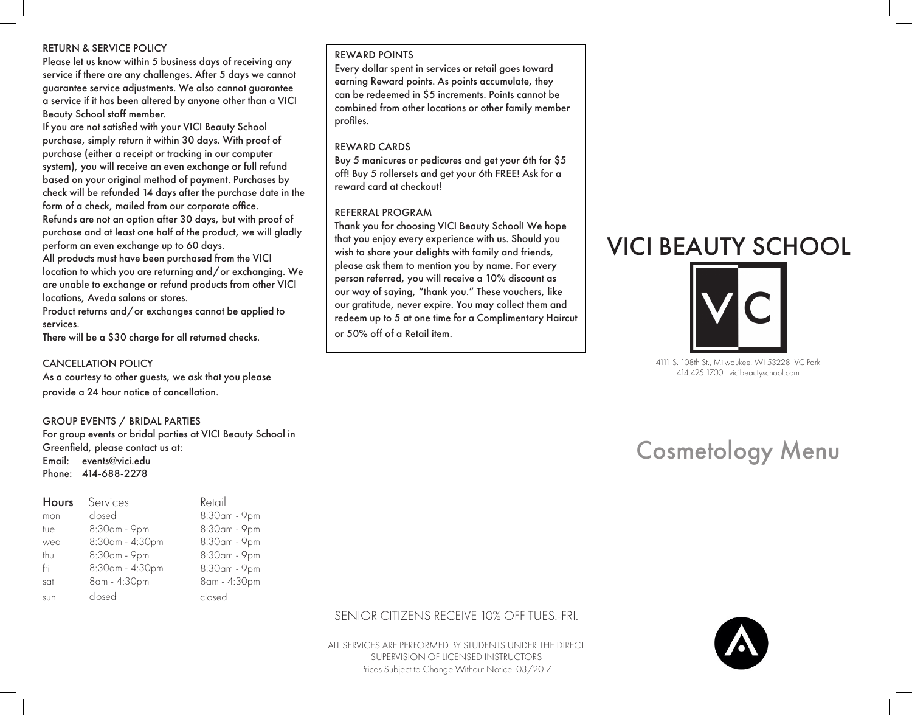## RETURN & SERVICE POLICY

Please let us know within 5 business days of receiving any service if there are any challenges. After 5 days we cannot guarantee service adjustments. We also cannot guarantee a service if it has been altered by anyone other than a VICI Beauty School staff member.

If you are not satisfied with your VICI Beauty School purchase, simply return it within 30 days. With proof of purchase (either a receipt or tracking in our computer system), you will receive an even exchange or full refund based on your original method of payment. Purchases by check will be refunded 14 days after the purchase date in the form of a check, mailed from our corporate office.

Refunds are not an option after 30 days, but with proof of purchase and at least one half of the product, we will gladly perform an even exchange up to 60 days.

All products must have been purchased from the VICI location to which you are returning and/or exchanging. We are unable to exchange or refund products from other VICI locations, Aveda salons or stores.

Product returns and/or exchanges cannot be applied to services.

There will be a $30 charge for all returned checks.

## CANCELLATION POLICY

As a courtesy to other guests, we ask that you please provide a 24 hour notice of cancellation.

## GROUP EVENTS / BRIDAL PARTIES

For group events or bridal parties at VICI Beauty School in Greenfield, please contact us at:
Email: events@vici.edu
Phone: 414-688-2278

| Hours | Services | Retail |
|---|---|---|
| mon | closed | 8:30am - 9pm |
| tue | 8:30am - 9pm | 8:30am - 9pm |
| wed | 8:30am - 4:30pm | 8:30am - 9pm |
| thu | 8:30am - 9pm | 8:30am - 9pm |
| fri | 8:30am - 4:30pm | 8:30am - 9pm |
| sat | 8am - 4:30pm | 8am - 4:30pm |
| sun | closed | closed |

## REWARD POINTS

Every dollar spent in services or retail goes toward earning Reward points. As points accumulate, they can be redeemed in $5 increments. Points cannot be combined from other locations or other family member profiles.

## REWARD CARDS

Buy 5 manicures or pedicures and get your 6th for $5 off! Buy 5 rollersets and get your 6th FREE! Ask for a reward card at checkout!

## REFERRAL PROGRAM

Thank you for choosing VICI Beauty School! We hope that you enjoy every experience with us. Should you wish to share your delights with family and friends, please ask them to mention you by name. For every person referred, you will receive a 10% discount as our way of saying, "thank you." These vouchers, like our gratitude, never expire. You may collect them and redeem up to 5 at one time for a Complimentary Haircut or 50% off of a Retail item.

SENIOR CITIZENS RECEIVE 10% OFF TUES.-FRI.

ALL SERVICES ARE PERFORMED BY STUDENTS UNDER THE DIRECT SUPERVISION OF LICENSED INSTRUCTORS
Prices Subject to Change Without Notice. 03/2017

# VICI BEAUTY SCHOOL

VC

4111 S. 108th St., Milwaukee, WI 53228 VC Park
414.425.1700 vicibeautyschool.com

# Cosmetology Menu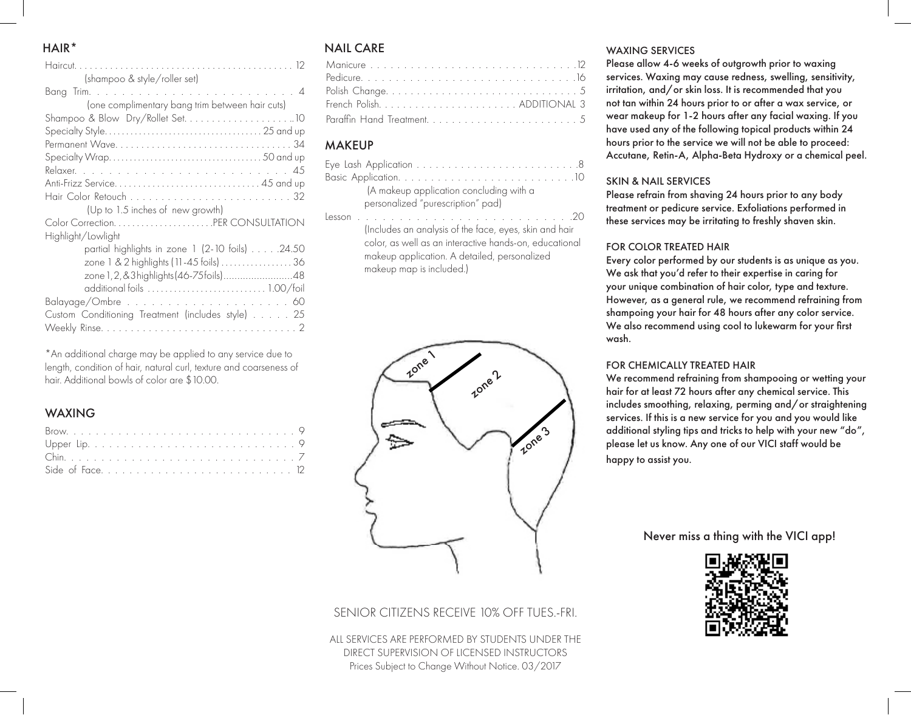## HAIR*

| | |
|---|---|
| Haircut (shampoo & style/roller set) | 12 |
| Bang Trim (one complimentary bang trim between hair cuts) | 4 |
| Shampoo & Blow Dry/Rollet Set | 10 |
| Specialty Style | 25 and up |
| Permanent Wave | 34 |
| Specialty Wrap | 50 and up |
| Relaxer | 45 |
| Anti-Frizz Service | 45 and up |
| Hair Color Retouch (Up to 1.5 inches of new growth) | 32 |
| Color Correction | PER CONSULTATION |
| Highlight/Lowlight | |
| partial highlights in zone 1 (2-10 foils) | 24.50 |
| zone 1 & 2 highlights (11-45 foils) | 36 |
| zone 1, 2, & 3 highlights (46-75 foils) | 48 |
| additional foils | 1.00/foil |
| Balayage/Ombre | 60 |
| Custom Conditioning Treatment (includes style) | 25 |
| Weekly Rinse | 2 |

*An additional charge may be applied to any service due to length, condition of hair, natural curl, texture and coarseness of hair. Additional bowls of color are $10.00.

## WAXING

| | |
|---|---|
| Brow | 9 |
| Upper Lip | 9 |
| Chin | 7 |
| Side of Face | 12 |

## NAIL CARE

| | |
|---|---|
| Manicure | 12 |
| Pedicure | 16 |
| Polish Change | 5 |
| French Polish | ADDITIONAL 3 |
| Paraffin Hand Treatment | 5 |

## MAKEUP

| | |
|---|---|
| Eye Lash Application | 8 |
| Basic Application (A makeup application concluding with a personalized "purescription" pad) | 10 |
| Lesson (Includes an analysis of the face, eyes, skin and hair color, as well as an interactive hands-on, educational makeup application. A detailed, personalized makeup map is included.) | 20 |

zone 1

zone 2

zone 3

SENIOR CITIZENS RECEIVE 10% OFF TUES.-FRI.

ALL SERVICES ARE PERFORMED BY STUDENTS UNDER THE DIRECT SUPERVISION OF LICENSED INSTRUCTORS
Prices Subject to Change Without Notice. 03/2017

### WAXING SERVICES

Please allow 4-6 weeks of outgrowth prior to waxing services. Waxing may cause redness, swelling, sensitivity, irritation, and/or skin loss. It is recommended that you not tan within 24 hours prior to or after a wax service, or wear makeup for 1-2 hours after any facial waxing. If you have used any of the following topical products within 24 hours prior to the service we will not be able to proceed: Accutane, Retin-A, Alpha-Beta Hydroxy or a chemical peel.

### SKIN & NAIL SERVICES

Please refrain from shaving 24 hours prior to any body treatment or pedicure service. Exfoliations performed in these services may be irritating to freshly shaven skin.

### FOR COLOR TREATED HAIR

Every color performed by our students is as unique as you. We ask that you'd refer to their expertise in caring for your unique combination of hair color, type and texture. However, as a general rule, we recommend refraining from shampoing your hair for 48 hours after any color service. We also recommend using cool to lukewarm for your first wash.

### FOR CHEMICALLY TREATED HAIR

We recommend refraining from shampooing or wetting your hair for at least 72 hours after any chemical service. This includes smoothing, relaxing, perming and/or straightening services. If this is a new service for you and you would like additional styling tips and tricks to help with your new "do", please let us know. Any one of our VICI staff would be happy to assist you.

Never miss a thing with the VICI app!